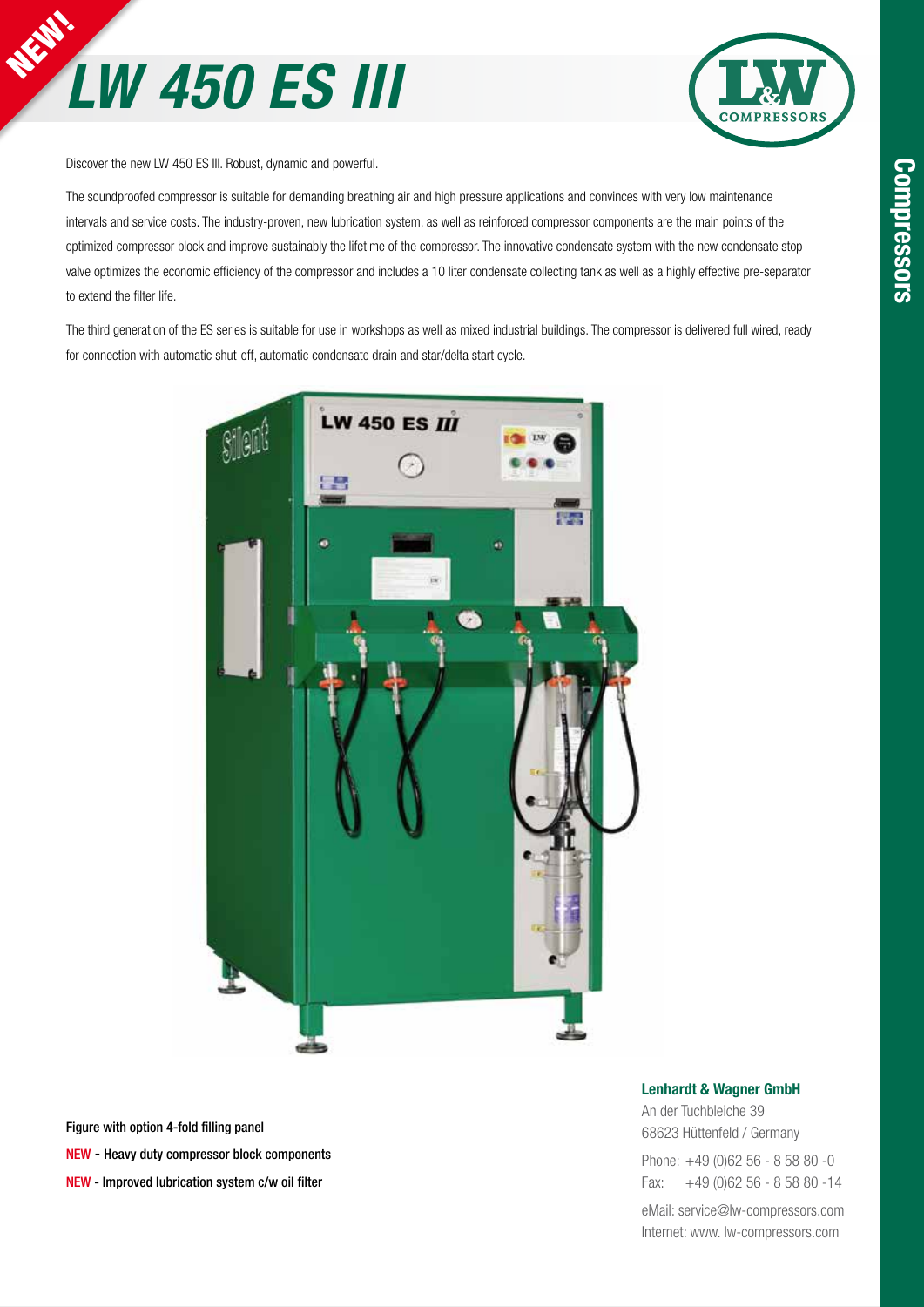NEW!

# LW 450 ES III

Discover the new LW 450 ES III. Robust, dynamic and powerful.

The soundproofed compressor is suitable for demanding breathing air and high pressure applications and convinces with very low maintenance intervals and service costs. The industry-proven, new lubrication system, as well as reinforced compressor components are the main points of the optimized compressor block and improve sustainably the lifetime of the compressor. The innovative condensate system with the new condensate stop valve optimizes the economic efficiency of the compressor and includes a 10 liter condensate collecting tank as well as a highly effective pre-separator to extend the filter life.

The third generation of the ES series is suitable for use in workshops as well as mixed industrial buildings. The compressor is delivered full wired, ready for connection with automatic shut-off, automatic condensate drain and star/delta start cycle.

**Figure with option 4-fold filling panel**

**NEW - Heavy duty compressor block components**

**NEW - Improved lubrication system c/w oil filter**

**Lenhardt & Wagner GmbH**
An der Tuchbleiche 39
68623 Hüttenfeld / Germany

Phone: +49 (0)62 56 - 8 58 80 -0
Fax: +49 (0)62 56 - 8 58 80 -14

eMail: service@lw-compressors.com
Internet: www. lw-compressors.com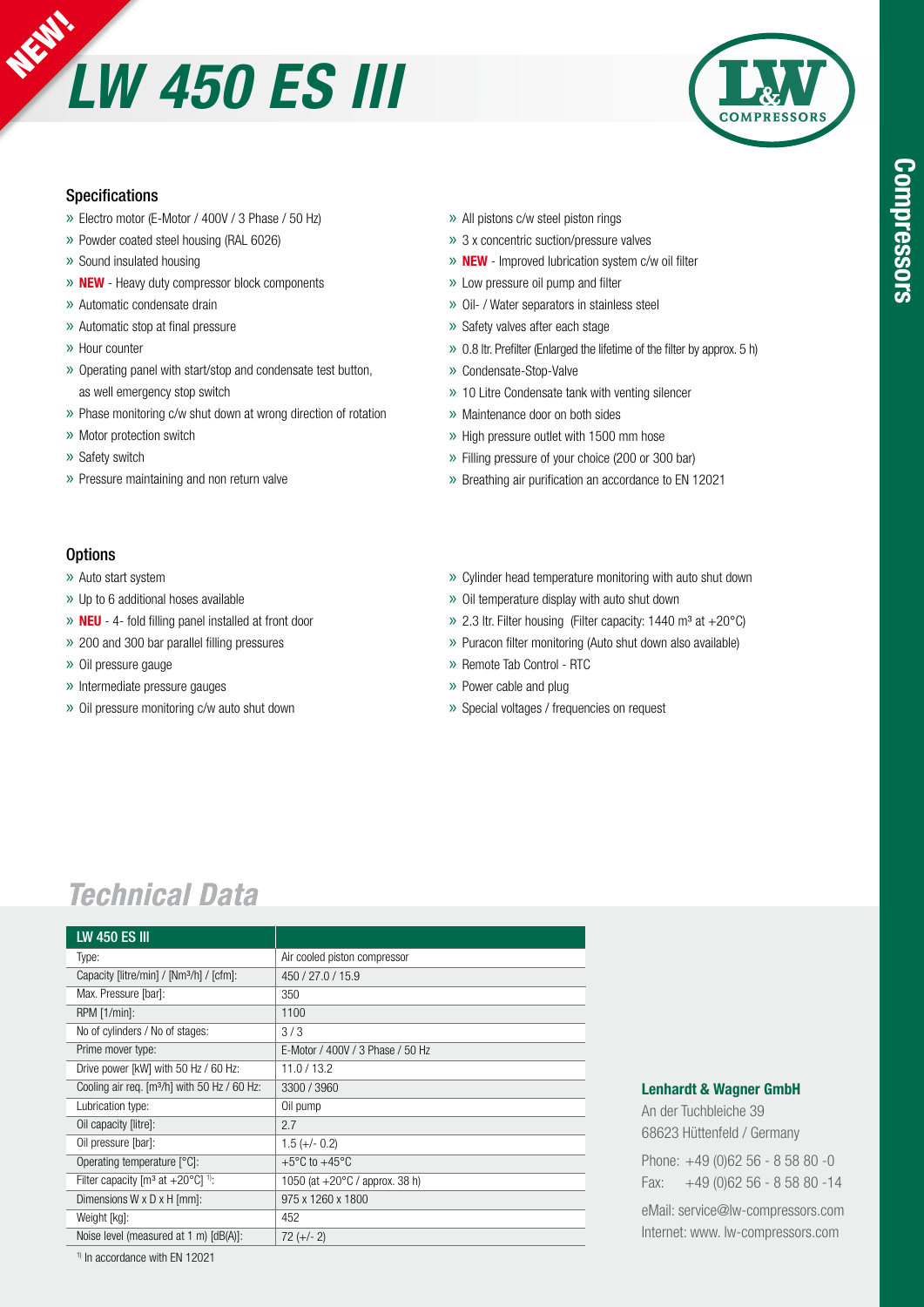NEW!

# LW 450 ES III

## Specifications

- » Electro motor (E-Motor / 400V / 3 Phase / 50 Hz)
- » Powder coated steel housing (RAL 6026)
- » Sound insulated housing
- » **NEW** - Heavy duty compressor block components
- » Automatic condensate drain
- » Automatic stop at final pressure
- » Hour counter
- » Operating panel with start/stop and condensate test button, as well emergency stop switch
- » Phase monitoring c/w shut down at wrong direction of rotation
- » Motor protection switch
- » Safety switch
- » Pressure maintaining and non return valve
- » All pistons c/w steel piston rings
- » 3 x concentric suction/pressure valves
- » **NEW** - Improved lubrication system c/w oil filter
- » Low pressure oil pump and filter
- » Oil- / Water separators in stainless steel
- » Safety valves after each stage
- » 0.8 ltr. Prefilter (Enlarged the lifetime of the filter by approx. 5 h)
- » Condensate-Stop-Valve
- » 10 Litre Condensate tank with venting silencer
- » Maintenance door on both sides
- » High pressure outlet with 1500 mm hose
- » Filling pressure of your choice (200 or 300 bar)
- » Breathing air purification an accordance to EN 12021

## Options

- » Auto start system
- » Up to 6 additional hoses available
- » **NEU** - 4- fold filling panel installed at front door
- » 200 and 300 bar parallel filling pressures
- » Oil pressure gauge
- » Intermediate pressure gauges
- » Oil pressure monitoring c/w auto shut down
- » Cylinder head temperature monitoring with auto shut down
- » Oil temperature display with auto shut down
- » 2.3 ltr. Filter housing (Filter capacity: 1440 m³ at +20°C)
- » Puracon filter monitoring (Auto shut down also available)
- » Remote Tab Control - RTC
- » Power cable and plug
- » Special voltages / frequencies on request

## *Technical Data*

| LW 450 ES III | |
|---|---|
| Type: | Air cooled piston compressor |
| Capacity [litre/min] / [Nm³/h] / [cfm]: | 450 / 27.0 / 15.9 |
| Max. Pressure [bar]: | 350 |
| RPM [1/min]: | 1100 |
| No of cylinders / No of stages: | 3 / 3 |
| Prime mover type: | E-Motor / 400V / 3 Phase / 50 Hz |
| Drive power [kW] with 50 Hz / 60 Hz: | 11.0 / 13.2 |
| Cooling air req. [m³/h] with 50 Hz / 60 Hz: | 3300 / 3960 |
| Lubrication type: | Oil pump |
| Oil capacity [litre]: | 2.7 |
| Oil pressure [bar]: | 1.5 (+/- 0.2) |
| Operating temperature [°C]: | +5°C to +45°C |
| Filter capacity [m³ at +20°C] [1]: | 1050 (at +20°C / approx. 38 h) |
| Dimensions W x D x H [mm]: | 975 x 1260 x 1800 |
| Weight [kg]: | 452 |
| Noise level (measured at 1 m) [dB(A)]: | 72 (+/- 2) |

[1] In accordance with EN 12021

**Lenhardt & Wagner GmbH**
An der Tuchbleiche 39
68623 Hüttenfeld / Germany

Phone: +49 (0)62 56 - 8 58 80 -0
Fax: +49 (0)62 56 - 8 58 80 -14

eMail: service@lw-compressors.com
Internet: www. lw-compressors.com